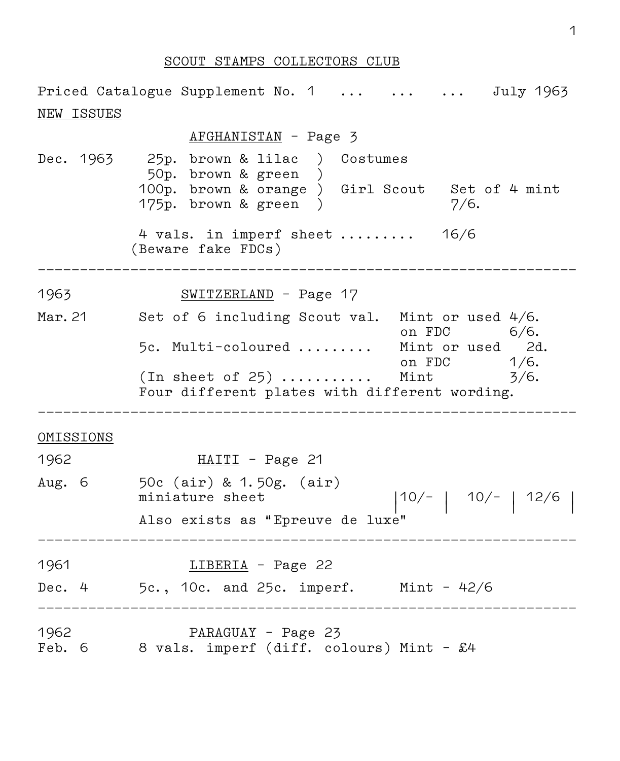# SCOUT STAMPS COLLECTORS CLUB

Priced Catalogue Supplement No. 1 ... ... ... July 1963

## NEW ISSUES

### AFGHANISTAN - Page 3

Dec. 1963

| Value | Colour | Design | Price |
|---|---|---|---|
| 25p. | brown & lilac | Costumes | |
| 50p. | brown & green | Costumes | |
| 100p. | brown & orange | Girl Scout | Set of 4 mint 7/6. |
| 175p. | brown & green | Girl Scout | |

Note: the ")" brackets in the original group 25p.–50p. under "Costumes" and 100p.–175p. under "Girl Scout"; "Set of 4 mint 7/6." applies to all four values.

4 vals. in imperf sheet ......... 16/6
(Beware fake FDCs)

---

### SWITZERLAND - Page 17

1963

Mar. 21

| Item | Condition | Price |
|---|---|---|
| Set of 6 including Scout val. | Mint or used | 4/6. |
| | on FDC | 6/6. |
| 5c. Multi-coloured ......... | Mint or used | 2d. |
| | on FDC | 1/6. |
| (In sheet of 25) ........... | Mint | 3/6. |

Four different plates with different wording.

---

## OMISSIONS

### HAITI - Page 21

1962

Aug. 6

| Item | | | |
|---|---|---|---|
| 50c (air) & 1.50g. (air) miniature sheet | 10/- | 10/- | 12/6 |

Also exists as "Epreuve de luxe"

---

### LIBERIA - Page 22

1961

Dec. 4 5c., 10c. and 25c. imperf. Mint - 42/6

---

### PARAGUAY - Page 23

1962

Feb. 6 8 vals. imperf (diff. colours) Mint - £4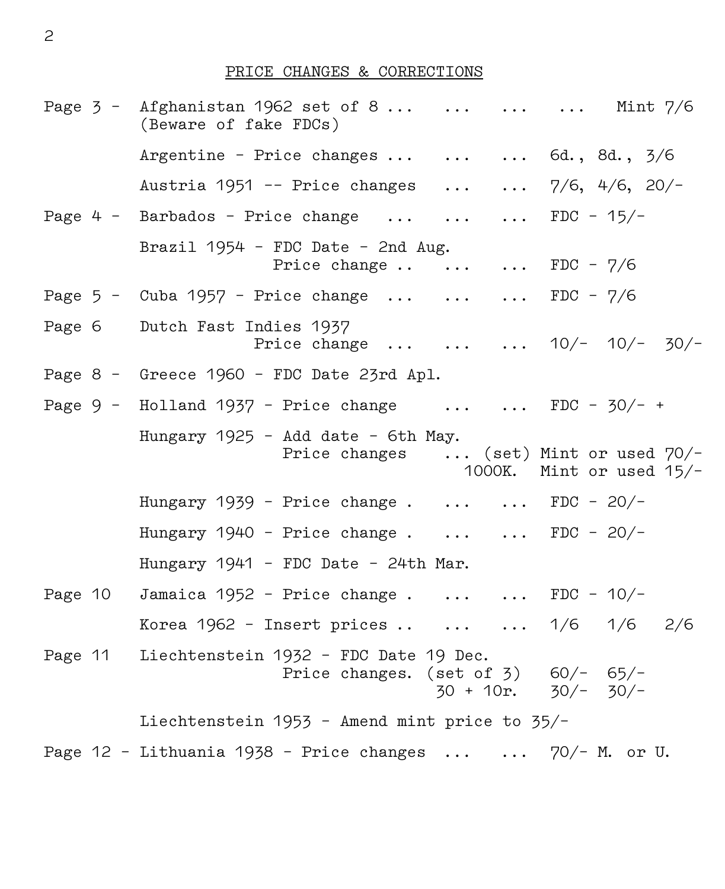## PRICE CHANGES & CORRECTIONS

Page 3 - Afghanistan 1962 set of 8 ... ... ... ... Mint 7/6
(Beware of fake FDCs)

Argentine - Price changes ... ... ... 6d., 8d., 3/6

Austria 1951 -- Price changes ... ... 7/6, 4/6, 20/-

Page 4 - Barbados - Price change ... ... ... FDC - 15/-

Brazil 1954 - FDC Date - 2nd Aug.
Price change .. ... ... FDC - 7/6

Page 5 - Cuba 1957 - Price change ... ... ... FDC - 7/6

Page 6 Dutch Fast Indies 1937
Price change ... ... ... 10/- 10/- 30/-

Page 8 - Greece 1960 - FDC Date 23rd Apl.

Page 9 - Holland 1937 - Price change ... ... FDC - 30/- +

Hungary 1925 - Add date - 6th May.
Price changes ... (set) Mint or used 70/-
1000K. Mint or used 15/-

Hungary 1939 - Price change . ... ... FDC - 20/-

Hungary 1940 - Price change . ... ... FDC - 20/-

Hungary 1941 - FDC Date - 24th Mar.

Page 10 Jamaica 1952 - Price change . ... ... FDC - 10/-

Korea 1962 - Insert prices .. ... ... 1/6 1/6 2/6

Page 11 Liechtenstein 1932 - FDC Date 19 Dec.
Price changes. (set of 3) 60/- 65/-
30 + 10r. 30/- 30/-

Liechtenstein 1953 - Amend mint price to 35/-

Page 12 - Lithuania 1938 - Price changes ... ... 70/- M. or U.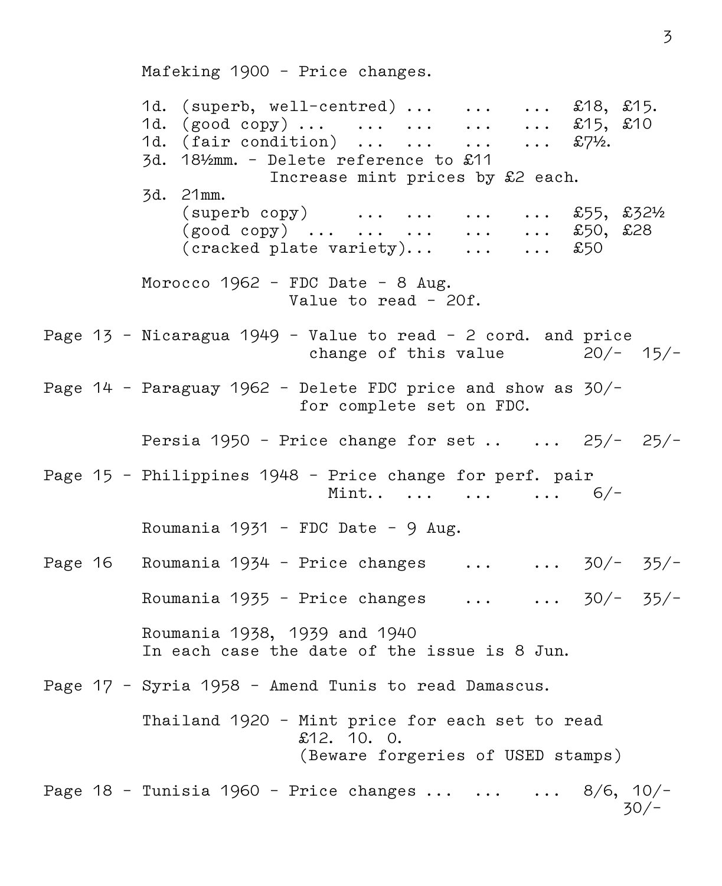Mafeking 1900 - Price changes.

1d. (superb, well-centred) ... ... ... £18, £15.
1d. (good copy) ... ... ... ... ... £15, £10
1d. (fair condition) ... ... ... ... £7½.
3d. 18½mm. - Delete reference to £11
Increase mint prices by £2 each.
3d. 21mm.
(superb copy) ... ... ... ... £55, £32½
(good copy) ... ... ... ... ... £50, £28
(cracked plate variety)... ... ... £50

Morocco 1962 - FDC Date - 8 Aug.
Value to read - 20f.

Page 13 - Nicaragua 1949 - Value to read - 2 cord. and price change of this value 20/- 15/-

Page 14 - Paraguay 1962 - Delete FDC price and show as 30/- for complete set on FDC.

Persia 1950 - Price change for set .. ... 25/- 25/-

Page 15 - Philippines 1948 - Price change for perf. pair
Mint.. ... ... ... 6/-

Roumania 1931 - FDC Date - 9 Aug.

Page 16 Roumania 1934 - Price changes ... ... 30/- 35/-

Roumania 1935 - Price changes ... ... 30/- 35/-

Roumania 1938, 1939 and 1940
In each case the date of the issue is 8 Jun.

Page 17 - Syria 1958 - Amend Tunis to read Damascus.

Thailand 1920 - Mint price for each set to read £12. 10. 0.
(Beware forgeries of USED stamps)

Page 18 - Tunisia 1960 - Price changes ... ... ... 8/6, 10/- 30/-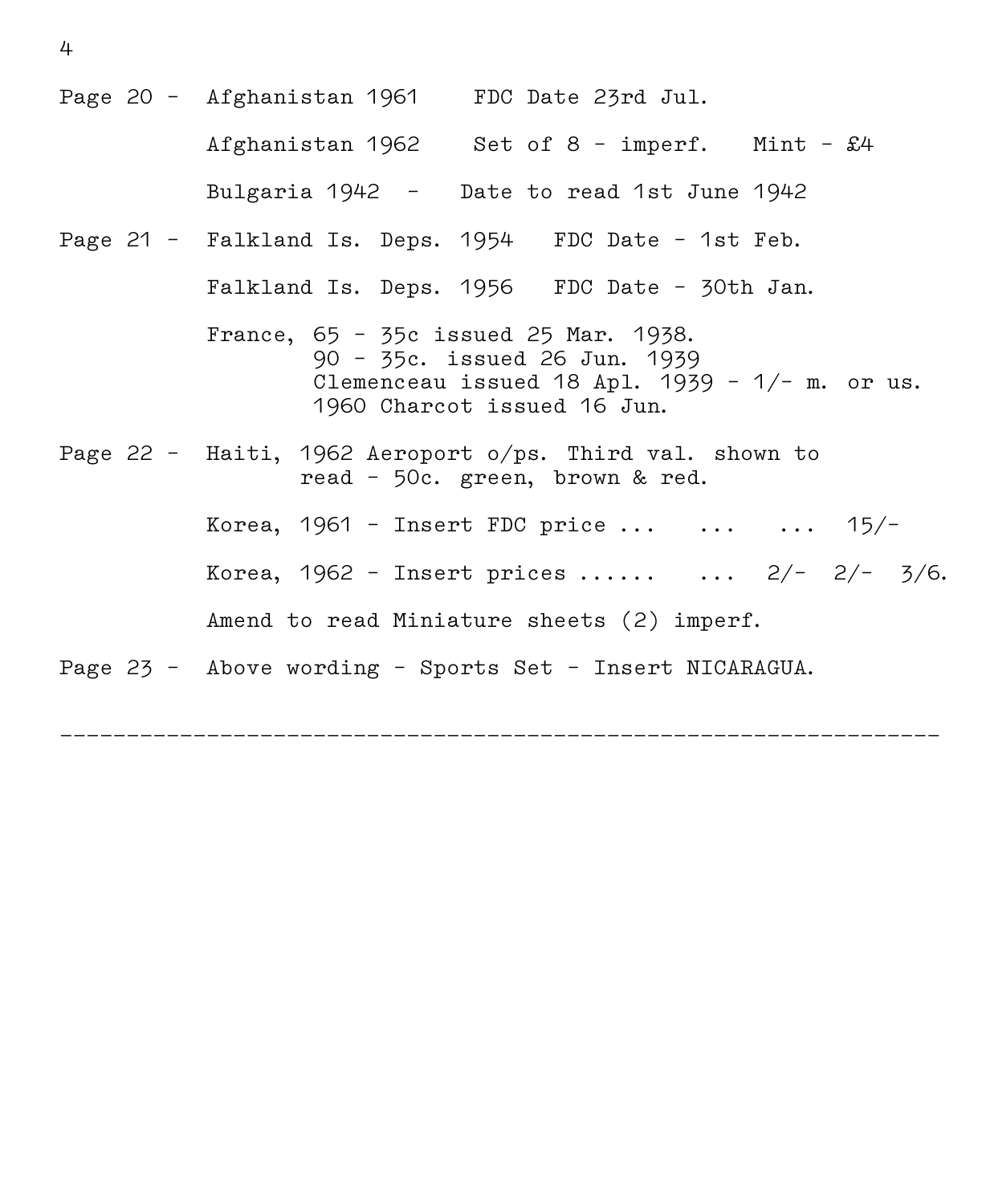Page 20 - Afghanistan 1961    FDC Date 23rd Jul.

Afghanistan 1962    Set of 8 - imperf.    Mint - £4

Bulgaria 1942 -    Date to read 1st June 1942

Page 21 - Falkland Is. Deps. 1954    FDC Date - 1st Feb.

Falkland Is. Deps. 1956    FDC Date - 30th Jan.

France, 65 - 35c issued 25 Mar. 1938.
90 - 35c. issued 26 Jun. 1939
Clemenceau issued 18 Apl. 1939 - 1/- m. or us.
1960 Charcot issued 16 Jun.

Page 22 - Haiti, 1962 Aeroport o/ps. Third val. shown to read - 50c. green, brown & red.

Korea, 1961 - Insert FDC price ...    ...    ...    15/-

Korea, 1962 - Insert prices ......    ...    2/-    2/-    3/6.

Amend to read Miniature sheets (2) imperf.

Page 23 - Above wording - Sports Set - Insert NICARAGUA.

---